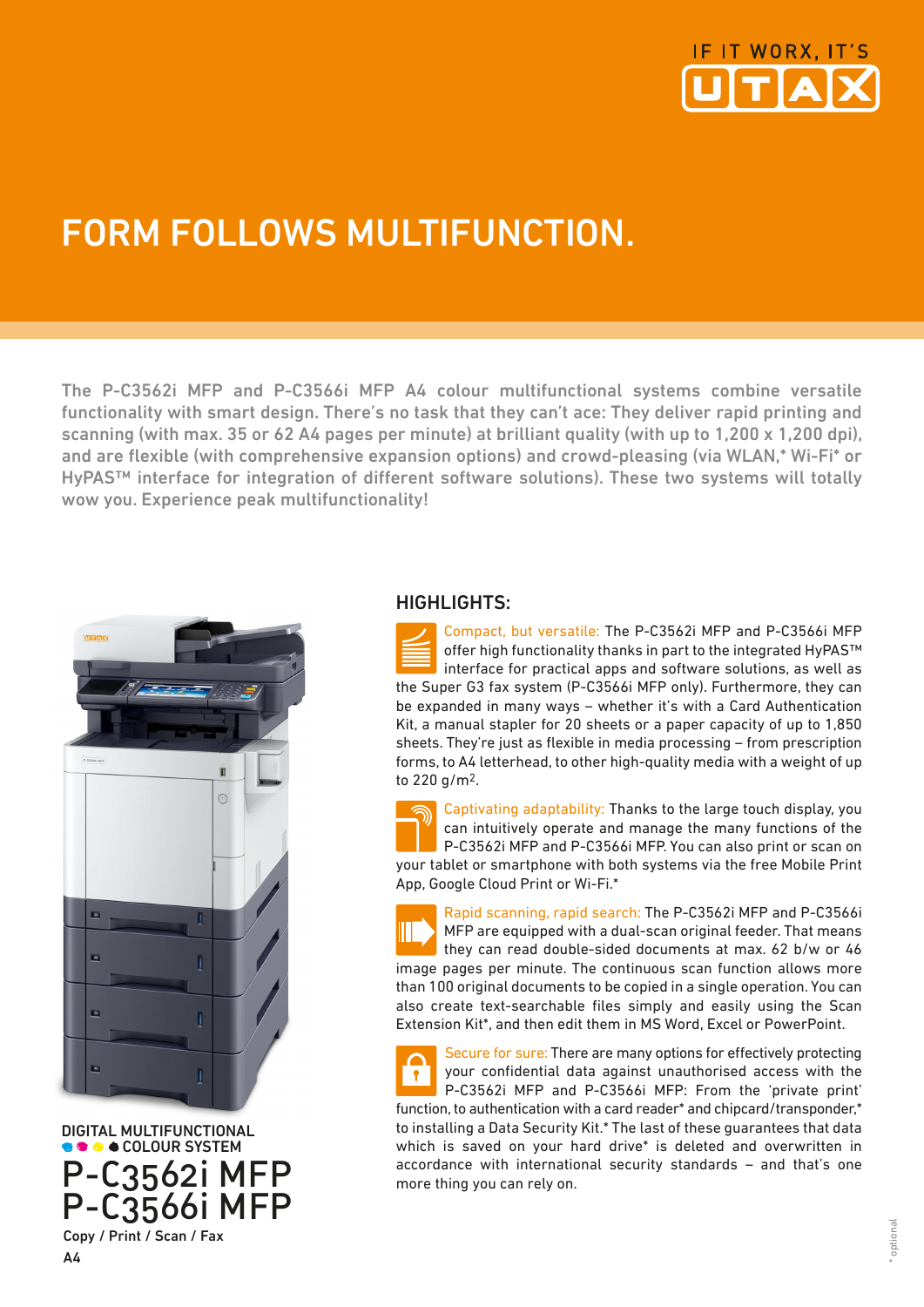IF IT WORX, IT'S UTAX

# FORM FOLLOWS MULTIFUNCTION.

The P-C3562i MFP and P-C3566i MFP A4 colour multifunctional systems combine versatile functionality with smart design. There's no task that they can't ace: They deliver rapid printing and scanning (with max. 35 or 62 A4 pages per minute) at brilliant quality (with up to 1,200 x 1,200 dpi), and are flexible (with comprehensive expansion options) and crowd-pleasing (via WLAN,* Wi-Fi* or HyPAS™ interface for integration of different software solutions). These two systems will totally wow you. Experience peak multifunctionality!

DIGITAL MULTIFUNCTIONAL COLOUR SYSTEM

# P-C3562i MFP
# P-C3566i MFP

Copy / Print / Scan / Fax

A4

## HIGHLIGHTS:

Compact, but versatile: The P-C3562i MFP and P-C3566i MFP offer high functionality thanks in part to the integrated HyPAS™ interface for practical apps and software solutions, as well as the Super G3 fax system (P-C3566i MFP only). Furthermore, they can be expanded in many ways – whether it's with a Card Authentication Kit, a manual stapler for 20 sheets or a paper capacity of up to 1,850 sheets. They're just as flexible in media processing – from prescription forms, to A4 letterhead, to other high-quality media with a weight of up to 220 g/m$^2$.

Captivating adaptability: Thanks to the large touch display, you can intuitively operate and manage the many functions of the P-C3562i MFP and P-C3566i MFP. You can also print or scan on your tablet or smartphone with both systems via the free Mobile Print App, Google Cloud Print or Wi-Fi.*

Rapid scanning, rapid search: The P-C3562i MFP and P-C3566i MFP are equipped with a dual-scan original feeder. That means they can read double-sided documents at max. 62 b/w or 46 image pages per minute. The continuous scan function allows more than 100 original documents to be copied in a single operation. You can also create text-searchable files simply and easily using the Scan Extension Kit*, and then edit them in MS Word, Excel or PowerPoint.

Secure for sure: There are many options for effectively protecting your confidential data against unauthorised access with the P-C3562i MFP and P-C3566i MFP: From the 'private print' function, to authentication with a card reader* and chipcard/transponder,* to installing a Data Security Kit.* The last of these guarantees that data which is saved on your hard drive* is deleted and overwritten in accordance with international security standards – and that's one more thing you can rely on.

* optional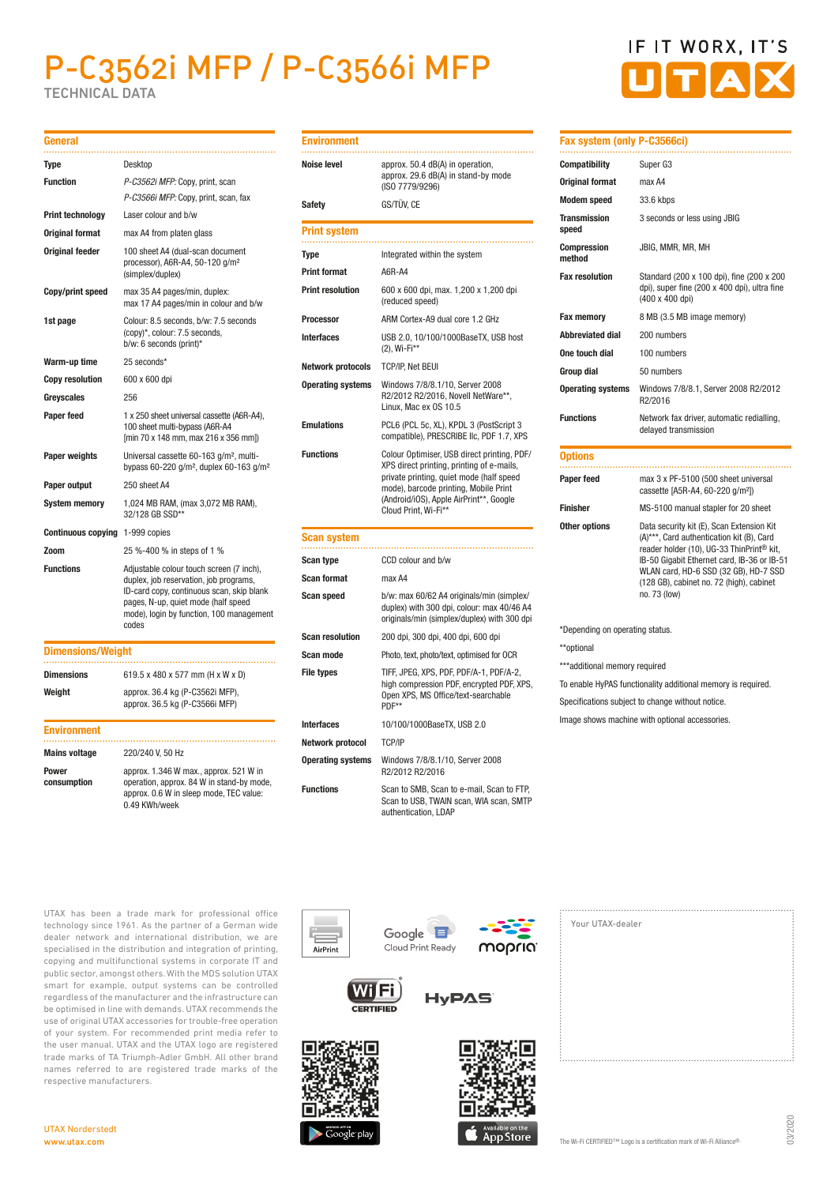# P-C3562i MFP / P-C3566i MFP

TECHNICAL DATA

IF IT WORX, IT'S UTAX

## General

| | |
|---|---|
| Type | Desktop |
| Function | *P-C3562i MFP:* Copy, print, scan<br>*P-C3566i MFP:* Copy, print, scan, fax |
| Print technology | Laser colour and b/w |
| Original format | max A4 from platen glass |
| Original feeder | 100 sheet A4 (dual-scan document processor), A6R-A4, 50-120 g/m² (simplex/duplex) |
| Copy/print speed | max 35 A4 pages/min, duplex: max 17 A4 pages/min in colour and b/w |
| 1st page | Colour: 8.5 seconds, b/w: 7.5 seconds (copy)*, colour: 7.5 seconds, b/w: 6 seconds (print)* |
| Warm-up time | 25 seconds* |
| Copy resolution | 600 x 600 dpi |
| Greyscales | 256 |
| Paper feed | 1 x 250 sheet universal cassette (A6R-A4), 100 sheet multi-bypass (A6R-A4 [min 70 x 148 mm, max 216 x 356 mm]) |
| Paper weights | Universal cassette 60-163 g/m², multi-bypass 60-220 g/m², duplex 60-163 g/m² |
| Paper output | 250 sheet A4 |
| System memory | 1,024 MB RAM, (max 3,072 MB RAM), 32/128 GB SSD** |
| Continuous copying | 1-999 copies |
| Zoom | 25 %-400 % in steps of 1 % |
| Functions | Adjustable colour touch screen (7 inch), duplex, job reservation, job programs, ID-card copy, continuous scan, skip blank pages, N-up, quiet mode (half speed mode), login by function, 100 management codes |

## Dimensions/Weight

| | |
|---|---|
| Dimensions | 619.5 x 480 x 577 mm (H x W x D) |
| Weight | approx. 36.4 kg (P-C3562i MFP), approx. 36.5 kg (P-C3566i MFP) |

## Environment

| | |
|---|---|
| Mains voltage | 220/240 V, 50 Hz |
| Power consumption | approx. 1.346 W max., approx. 521 W in operation, approx. 84 W in stand-by mode, approx. 0.6 W in sleep mode, TEC value: 0.49 KWh/week |

## Environment

| | |
|---|---|
| Noise level | approx. 50.4 dB(A) in operation, approx. 29.6 dB(A) in stand-by mode (ISO 7779/9296) |
| Safety | GS/TÜV, CE |

## Print system

| | |
|---|---|
| Type | Integrated within the system |
| Print format | A6R-A4 |
| Print resolution | 600 x 600 dpi, max. 1,200 x 1,200 dpi (reduced speed) |
| Processor | ARM Cortex-A9 dual core 1.2 GHz |
| Interfaces | USB 2.0, 10/100/1000BaseTX, USB host (2), Wi-Fi** |
| Network protocols | TCP/IP, Net BEUI |
| Operating systems | Windows 7/8/8.1/10, Server 2008 R2/2012 R2/2016, Novell NetWare**, Linux, Mac ex OS 10.5 |
| Emulations | PCL6 (PCL 5c, XL), KPDL 3 (PostScript 3 compatible), PRESCRIBE IIc, PDF 1.7, XPS |
| Functions | Colour Optimiser, USB direct printing, PDF/XPS direct printing, printing of e-mails, private printing, quiet mode (half speed mode), barcode printing, Mobile Print (Android/iOS), Apple AirPrint**, Google Cloud Print, Wi-Fi** |

## Scan system

| | |
|---|---|
| Scan type | CCD colour and b/w |
| Scan format | max A4 |
| Scan speed | b/w: max 60/62 A4 originals/min (simplex/duplex) with 300 dpi, colour: max 40/46 A4 originals/min (simplex/duplex) with 300 dpi |
| Scan resolution | 200 dpi, 300 dpi, 400 dpi, 600 dpi |
| Scan mode | Photo, text, photo/text, optimised for OCR |
| File types | TIFF, JPEG, XPS, PDF, PDF/A-1, PDF/A-2, high compression PDF, encrypted PDF, XPS, Open XPS, MS Office/text-searchable PDF** |
| Interfaces | 10/100/1000BaseTX, USB 2.0 |
| Network protocol | TCP/IP |
| Operating systems | Windows 7/8/8.1/10, Server 2008 R2/2012 R2/2016 |
| Functions | Scan to SMB, Scan to e-mail, Scan to FTP, Scan to USB, TWAIN scan, WIA scan, SMTP authentication, LDAP |

## Fax system (only P-C3566ci)

| | |
|---|---|
| Compatibility | Super G3 |
| Original format | max A4 |
| Modem speed | 33.6 kbps |
| Transmission speed | 3 seconds or less using JBIG |
| Compression method | JBIG, MMR, MR, MH |
| Fax resolution | Standard (200 x 100 dpi), fine (200 x 200 dpi), super fine (200 x 400 dpi), ultra fine (400 x 400 dpi) |
| Fax memory | 8 MB (3.5 MB image memory) |
| Abbreviated dial | 200 numbers |
| One touch dial | 100 numbers |
| Group dial | 50 numbers |
| Operating systems | Windows 7/8/8.1, Server 2008 R2/2012 R2/2016 |
| Functions | Network fax driver, automatic redialling, delayed transmission |

## Options

| | |
|---|---|
| Paper feed | max 3 x PF-5100 (500 sheet universal cassette [A5R-A4, 60-220 g/m²]) |
| Finisher | MS-5100 manual stapler for 20 sheet |
| Other options | Data security kit (E), Scan Extension Kit (A)***, Card authentication kit (B), Card reader holder (10), UG-33 ThinPrint® kit, IB-50 Gigabit Ethernet card, IB-36 or IB-51 WLAN card, HD-6 SSD (32 GB), HD-7 SSD (128 GB), cabinet no. 72 (high), cabinet no. 73 (low) |

*Depending on operating status.

**optional

***additional memory required

To enable HyPAS functionality additional memory is required.

Specifications subject to change without notice.

Image shows machine with optional accessories.

UTAX has been a trade mark for professional office technology since 1961. As the partner of a German wide dealer network and international distribution, we are specialised in the distribution and integration of printing, copying and multifunctional systems in corporate IT and public sector, amongst others. With the MDS solution UTAX smart for example, output systems can be controlled regardless of the manufacturer and the infrastructure can be optimised in line with demands. UTAX recommends the use of original UTAX accessories for trouble-free operation of your system. For recommended print media refer to the user manual. UTAX and the UTAX logo are registered trade marks of TA Triumph-Adler GmbH. All other brand names referred to are registered trade marks of the respective manufacturers.

AirPrint · Google Cloud Print Ready · mopria · Wi-Fi CERTIFIED · HyPAS

Google play · Available on the App Store

Your UTAX-dealer

UTAX Norderstedt
www.utax.com

The Wi-Fi CERTIFIED™ Logo is a certification mark of Wi-Fi Alliance®

03/2020